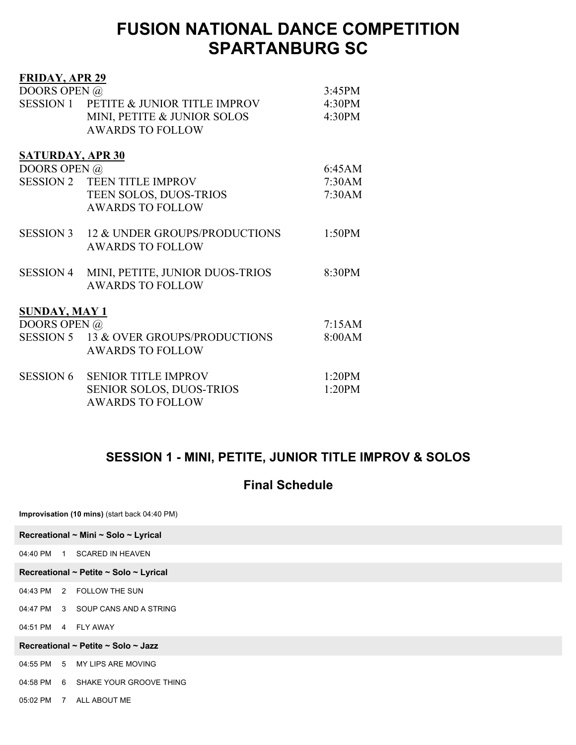# FUSION NATIONAL DANCE COMPETITION
# SPARTANBURG SC

**FRIDAY, APR 29**

| | | |
|---|---|---|
| DOORS OPEN @ | | 3:45PM |
| SESSION 1 | PETITE & JUNIOR TITLE IMPROV | 4:30PM |
| | MINI, PETITE & JUNIOR SOLOS | 4:30PM |
| | AWARDS TO FOLLOW | |

**SATURDAY, APR 30**

| | | |
|---|---|---|
| DOORS OPEN @ | | 6:45AM |
| SESSION 2 | TEEN TITLE IMPROV | 7:30AM |
| | TEEN SOLOS, DUOS-TRIOS | 7:30AM |
| | AWARDS TO FOLLOW | |
| SESSION 3 | 12 & UNDER GROUPS/PRODUCTIONS | 1:50PM |
| | AWARDS TO FOLLOW | |
| SESSION 4 | MINI, PETITE, JUNIOR DUOS-TRIOS | 8:30PM |
| | AWARDS TO FOLLOW | |

**SUNDAY, MAY 1**

| | | |
|---|---|---|
| DOORS OPEN @ | | 7:15AM |
| SESSION 5 | 13 & OVER GROUPS/PRODUCTIONS | 8:00AM |
| | AWARDS TO FOLLOW | |
| SESSION 6 | SENIOR TITLE IMPROV | 1:20PM |
| | SENIOR SOLOS, DUOS-TRIOS | 1:20PM |
| | AWARDS TO FOLLOW | |

## SESSION 1 - MINI, PETITE, JUNIOR TITLE IMPROV & SOLOS

### Final Schedule

**Improvisation (10 mins)** (start back 04:40 PM)

**Recreational ~ Mini ~ Solo ~ Lyrical**

04:40 PM 1 SCARED IN HEAVEN

**Recreational ~ Petite ~ Solo ~ Lyrical**

04:43 PM 2 FOLLOW THE SUN

04:47 PM 3 SOUP CANS AND A STRING

04:51 PM 4 FLY AWAY

**Recreational ~ Petite ~ Solo ~ Jazz**

04:55 PM 5 MY LIPS ARE MOVING

04:58 PM 6 SHAKE YOUR GROOVE THING

05:02 PM 7 ALL ABOUT ME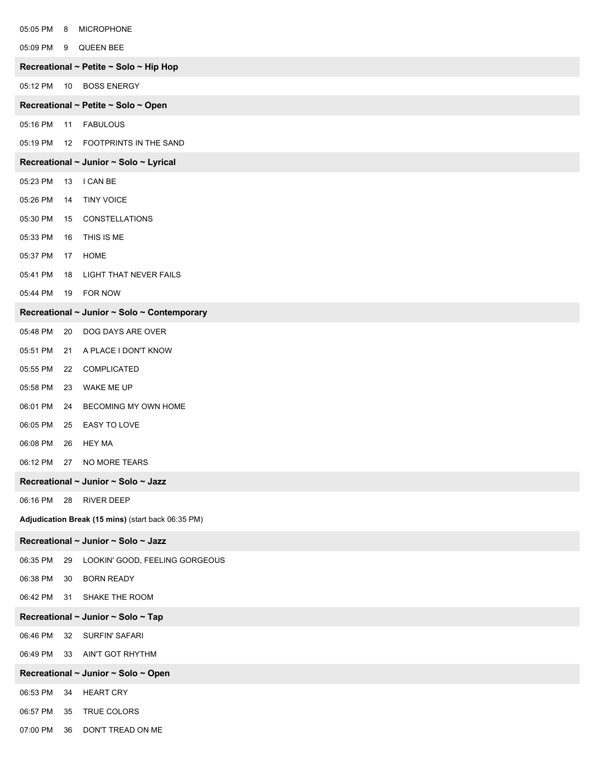05:05 PM 8 MICROPHONE

05:09 PM 9 QUEEN BEE

**Recreational ~ Petite ~ Solo ~ Hip Hop**

05:12 PM 10 BOSS ENERGY

**Recreational ~ Petite ~ Solo ~ Open**

05:16 PM 11 FABULOUS

05:19 PM 12 FOOTPRINTS IN THE SAND

**Recreational ~ Junior ~ Solo ~ Lyrical**

05:23 PM 13 I CAN BE

05:26 PM 14 TINY VOICE

05:30 PM 15 CONSTELLATIONS

05:33 PM 16 THIS IS ME

05:37 PM 17 HOME

05:41 PM 18 LIGHT THAT NEVER FAILS

05:44 PM 19 FOR NOW

**Recreational ~ Junior ~ Solo ~ Contemporary**

05:48 PM 20 DOG DAYS ARE OVER

05:51 PM 21 A PLACE I DON'T KNOW

05:55 PM 22 COMPLICATED

05:58 PM 23 WAKE ME UP

06:01 PM 24 BECOMING MY OWN HOME

06:05 PM 25 EASY TO LOVE

06:08 PM 26 HEY MA

06:12 PM 27 NO MORE TEARS

**Recreational ~ Junior ~ Solo ~ Jazz**

06:16 PM 28 RIVER DEEP

**Adjudication Break (15 mins)** (start back 06:35 PM)

**Recreational ~ Junior ~ Solo ~ Jazz**

06:35 PM 29 LOOKIN' GOOD, FEELING GORGEOUS

06:38 PM 30 BORN READY

06:42 PM 31 SHAKE THE ROOM

**Recreational ~ Junior ~ Solo ~ Tap**

06:46 PM 32 SURFIN' SAFARI

06:49 PM 33 AIN'T GOT RHYTHM

**Recreational ~ Junior ~ Solo ~ Open**

06:53 PM 34 HEART CRY

06:57 PM 35 TRUE COLORS

07:00 PM 36 DON'T TREAD ON ME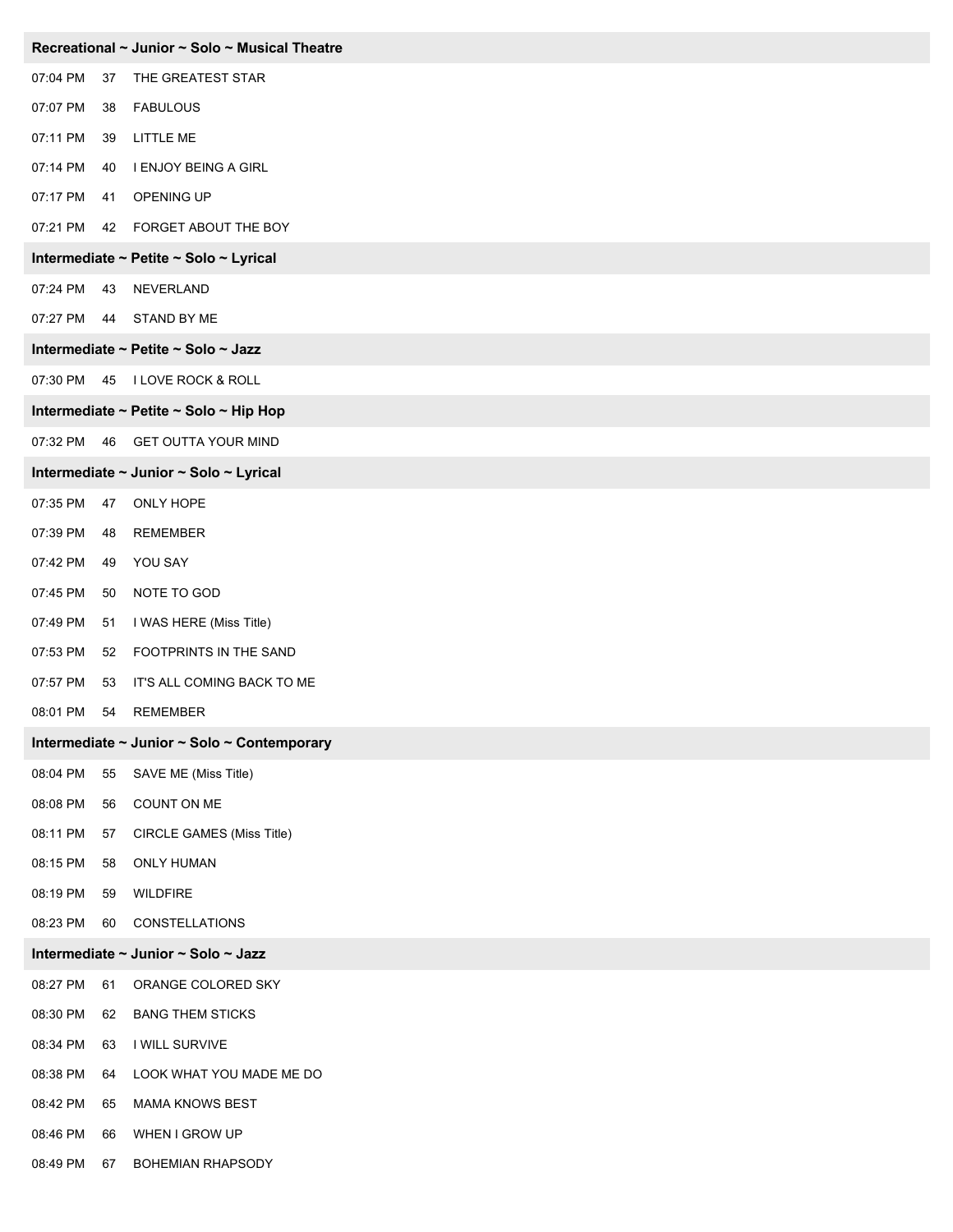**Recreational ~ Junior ~ Solo ~ Musical Theatre**

| | | |
|---|---|---|
| 07:04 PM | 37 | THE GREATEST STAR |
| 07:07 PM | 38 | FABULOUS |
| 07:11 PM | 39 | LITTLE ME |
| 07:14 PM | 40 | I ENJOY BEING A GIRL |
| 07:17 PM | 41 | OPENING UP |
| 07:21 PM | 42 | FORGET ABOUT THE BOY |

**Intermediate ~ Petite ~ Solo ~ Lyrical**

| | | |
|---|---|---|
| 07:24 PM | 43 | NEVERLAND |
| 07:27 PM | 44 | STAND BY ME |

**Intermediate ~ Petite ~ Solo ~ Jazz**

| | | |
|---|---|---|
| 07:30 PM | 45 | I LOVE ROCK & ROLL |

**Intermediate ~ Petite ~ Solo ~ Hip Hop**

| | | |
|---|---|---|
| 07:32 PM | 46 | GET OUTTA YOUR MIND |

**Intermediate ~ Junior ~ Solo ~ Lyrical**

| | | |
|---|---|---|
| 07:35 PM | 47 | ONLY HOPE |
| 07:39 PM | 48 | REMEMBER |
| 07:42 PM | 49 | YOU SAY |
| 07:45 PM | 50 | NOTE TO GOD |
| 07:49 PM | 51 | I WAS HERE (Miss Title) |
| 07:53 PM | 52 | FOOTPRINTS IN THE SAND |
| 07:57 PM | 53 | IT'S ALL COMING BACK TO ME |
| 08:01 PM | 54 | REMEMBER |

**Intermediate ~ Junior ~ Solo ~ Contemporary**

| | | |
|---|---|---|
| 08:04 PM | 55 | SAVE ME (Miss Title) |
| 08:08 PM | 56 | COUNT ON ME |
| 08:11 PM | 57 | CIRCLE GAMES (Miss Title) |
| 08:15 PM | 58 | ONLY HUMAN |
| 08:19 PM | 59 | WILDFIRE |
| 08:23 PM | 60 | CONSTELLATIONS |

**Intermediate ~ Junior ~ Solo ~ Jazz**

| | | |
|---|---|---|
| 08:27 PM | 61 | ORANGE COLORED SKY |
| 08:30 PM | 62 | BANG THEM STICKS |
| 08:34 PM | 63 | I WILL SURVIVE |
| 08:38 PM | 64 | LOOK WHAT YOU MADE ME DO |
| 08:42 PM | 65 | MAMA KNOWS BEST |
| 08:46 PM | 66 | WHEN I GROW UP |
| 08:49 PM | 67 | BOHEMIAN RHAPSODY |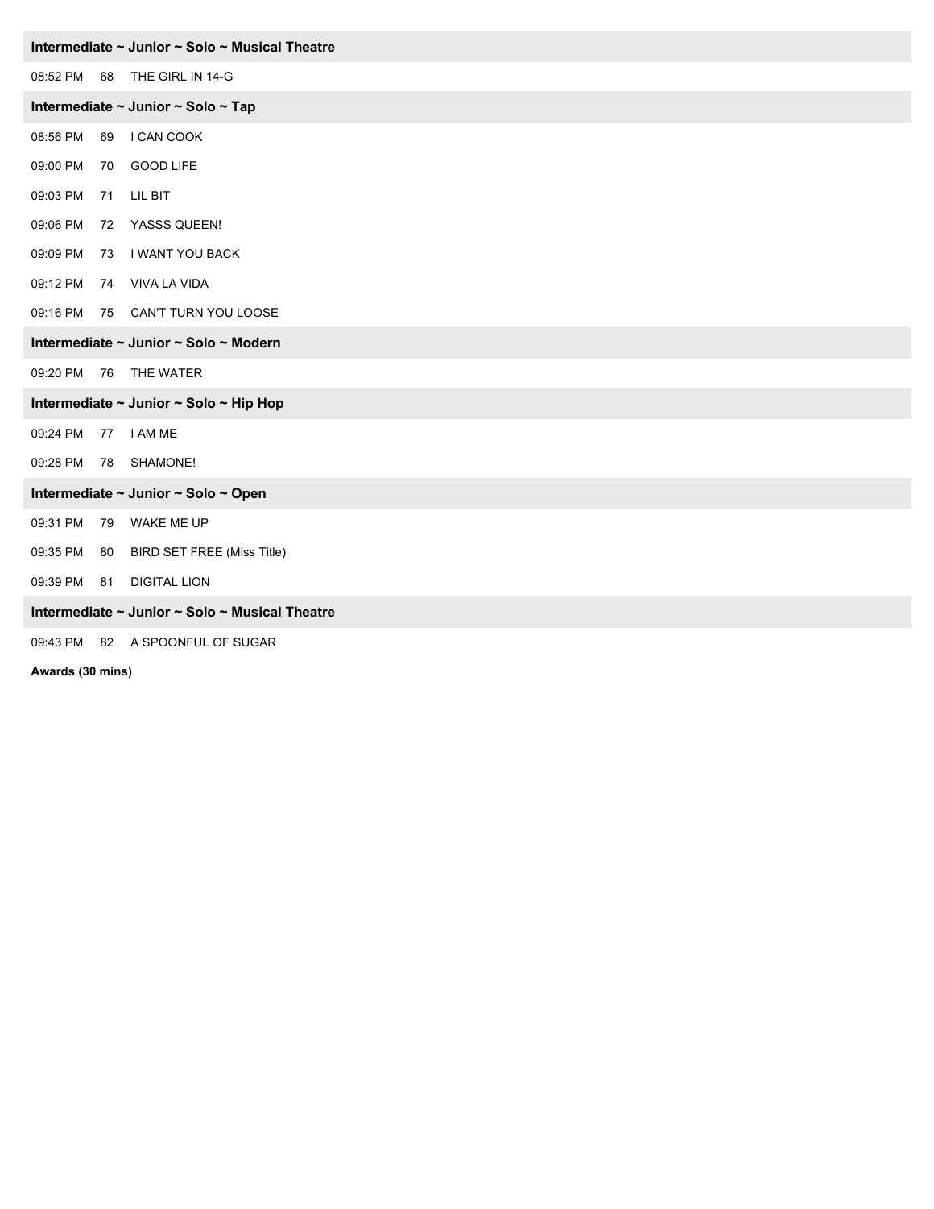### Intermediate ~ Junior ~ Solo ~ Musical Theatre

08:52 PM 68 THE GIRL IN 14-G

### Intermediate ~ Junior ~ Solo ~ Tap

08:56 PM 69 I CAN COOK

09:00 PM 70 GOOD LIFE

09:03 PM 71 LIL BIT

09:06 PM 72 YASSS QUEEN!

09:09 PM 73 I WANT YOU BACK

09:12 PM 74 VIVA LA VIDA

09:16 PM 75 CAN'T TURN YOU LOOSE

### Intermediate ~ Junior ~ Solo ~ Modern

09:20 PM 76 THE WATER

### Intermediate ~ Junior ~ Solo ~ Hip Hop

09:24 PM 77 I AM ME

09:28 PM 78 SHAMONE!

### Intermediate ~ Junior ~ Solo ~ Open

09:31 PM 79 WAKE ME UP

09:35 PM 80 BIRD SET FREE (Miss Title)

09:39 PM 81 DIGITAL LION

### Intermediate ~ Junior ~ Solo ~ Musical Theatre

09:43 PM 82 A SPOONFUL OF SUGAR

**Awards (30 mins)**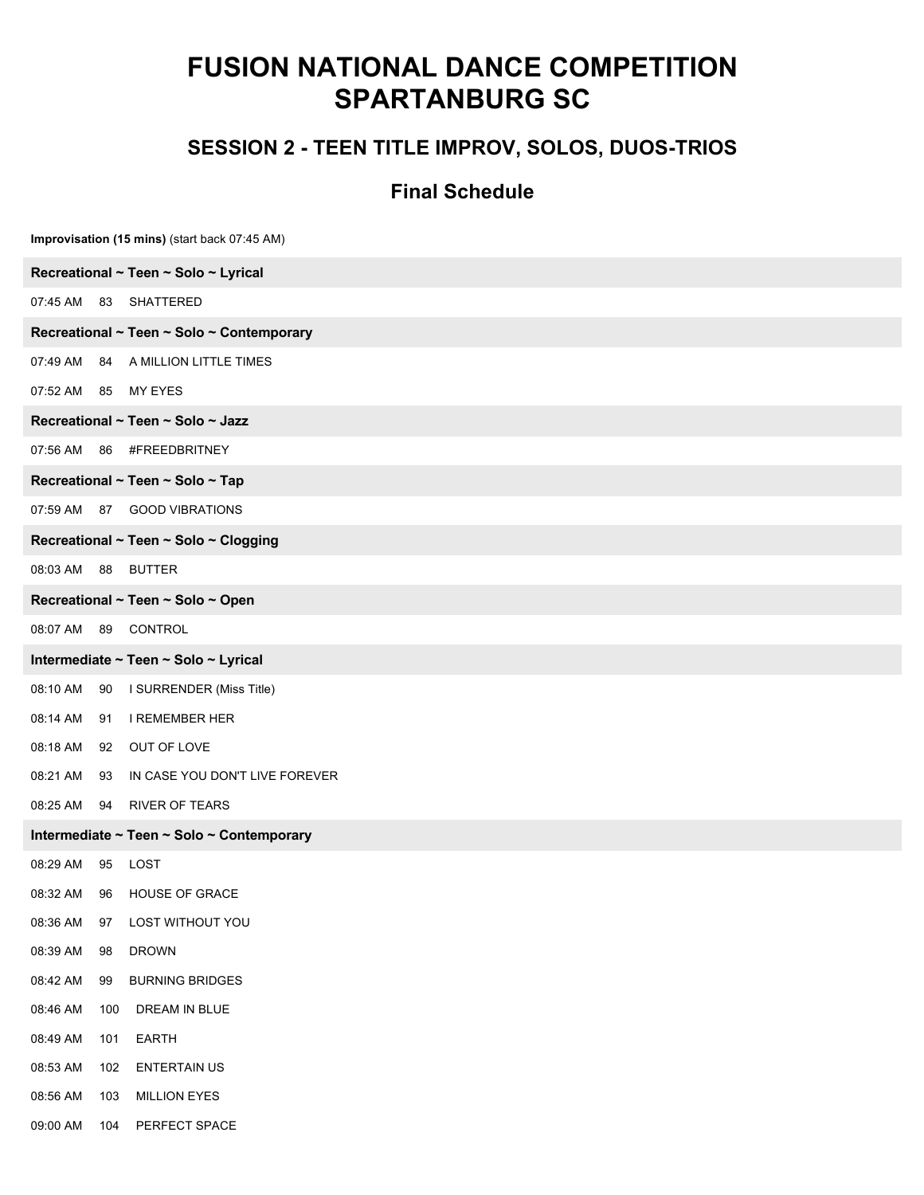# FUSION NATIONAL DANCE COMPETITION SPARTANBURG SC

## SESSION 2 - TEEN TITLE IMPROV, SOLOS, DUOS-TRIOS

### Final Schedule

**Improvisation (15 mins)** (start back 07:45 AM)

**Recreational ~ Teen ~ Solo ~ Lyrical**

07:45 AM 83 SHATTERED

**Recreational ~ Teen ~ Solo ~ Contemporary**

07:49 AM 84 A MILLION LITTLE TIMES

07:52 AM 85 MY EYES

**Recreational ~ Teen ~ Solo ~ Jazz**

07:56 AM 86 #FREEDBRITNEY

**Recreational ~ Teen ~ Solo ~ Tap**

07:59 AM 87 GOOD VIBRATIONS

**Recreational ~ Teen ~ Solo ~ Clogging**

08:03 AM 88 BUTTER

**Recreational ~ Teen ~ Solo ~ Open**

08:07 AM 89 CONTROL

**Intermediate ~ Teen ~ Solo ~ Lyrical**

08:10 AM 90 I SURRENDER (Miss Title)

08:14 AM 91 I REMEMBER HER

08:18 AM 92 OUT OF LOVE

08:21 AM 93 IN CASE YOU DON'T LIVE FOREVER

08:25 AM 94 RIVER OF TEARS

**Intermediate ~ Teen ~ Solo ~ Contemporary**

08:29 AM 95 LOST

08:32 AM 96 HOUSE OF GRACE

08:36 AM 97 LOST WITHOUT YOU

08:39 AM 98 DROWN

08:42 AM 99 BURNING BRIDGES

08:46 AM 100 DREAM IN BLUE

08:49 AM 101 EARTH

08:53 AM 102 ENTERTAIN US

08:56 AM 103 MILLION EYES

09:00 AM 104 PERFECT SPACE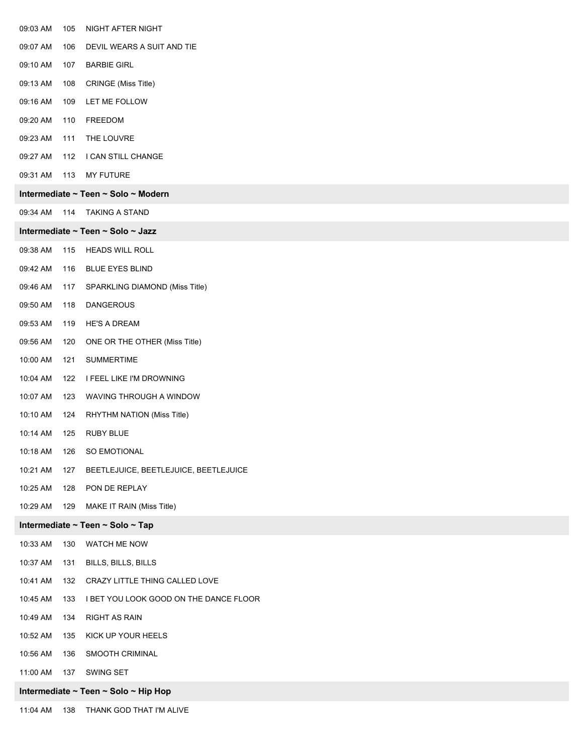| Time | # | Title |
|---|---|---|
| 09:03 AM | 105 | NIGHT AFTER NIGHT |
| 09:07 AM | 106 | DEVIL WEARS A SUIT AND TIE |
| 09:10 AM | 107 | BARBIE GIRL |
| 09:13 AM | 108 | CRINGE (Miss Title) |
| 09:16 AM | 109 | LET ME FOLLOW |
| 09:20 AM | 110 | FREEDOM |
| 09:23 AM | 111 | THE LOUVRE |
| 09:27 AM | 112 | I CAN STILL CHANGE |
| 09:31 AM | 113 | MY FUTURE |

**Intermediate ~ Teen ~ Solo ~ Modern**

| Time | # | Title |
|---|---|---|
| 09:34 AM | 114 | TAKING A STAND |

**Intermediate ~ Teen ~ Solo ~ Jazz**

| Time | # | Title |
|---|---|---|
| 09:38 AM | 115 | HEADS WILL ROLL |
| 09:42 AM | 116 | BLUE EYES BLIND |
| 09:46 AM | 117 | SPARKLING DIAMOND (Miss Title) |
| 09:50 AM | 118 | DANGEROUS |
| 09:53 AM | 119 | HE'S A DREAM |
| 09:56 AM | 120 | ONE OR THE OTHER (Miss Title) |
| 10:00 AM | 121 | SUMMERTIME |
| 10:04 AM | 122 | I FEEL LIKE I'M DROWNING |
| 10:07 AM | 123 | WAVING THROUGH A WINDOW |
| 10:10 AM | 124 | RHYTHM NATION (Miss Title) |
| 10:14 AM | 125 | RUBY BLUE |
| 10:18 AM | 126 | SO EMOTIONAL |
| 10:21 AM | 127 | BEETLEJUICE, BEETLEJUICE, BEETLEJUICE |
| 10:25 AM | 128 | PON DE REPLAY |
| 10:29 AM | 129 | MAKE IT RAIN (Miss Title) |

**Intermediate ~ Teen ~ Solo ~ Tap**

| Time | # | Title |
|---|---|---|
| 10:33 AM | 130 | WATCH ME NOW |
| 10:37 AM | 131 | BILLS, BILLS, BILLS |
| 10:41 AM | 132 | CRAZY LITTLE THING CALLED LOVE |
| 10:45 AM | 133 | I BET YOU LOOK GOOD ON THE DANCE FLOOR |
| 10:49 AM | 134 | RIGHT AS RAIN |
| 10:52 AM | 135 | KICK UP YOUR HEELS |
| 10:56 AM | 136 | SMOOTH CRIMINAL |
| 11:00 AM | 137 | SWING SET |

**Intermediate ~ Teen ~ Solo ~ Hip Hop**

| Time | # | Title |
|---|---|---|
| 11:04 AM | 138 | THANK GOD THAT I'M ALIVE |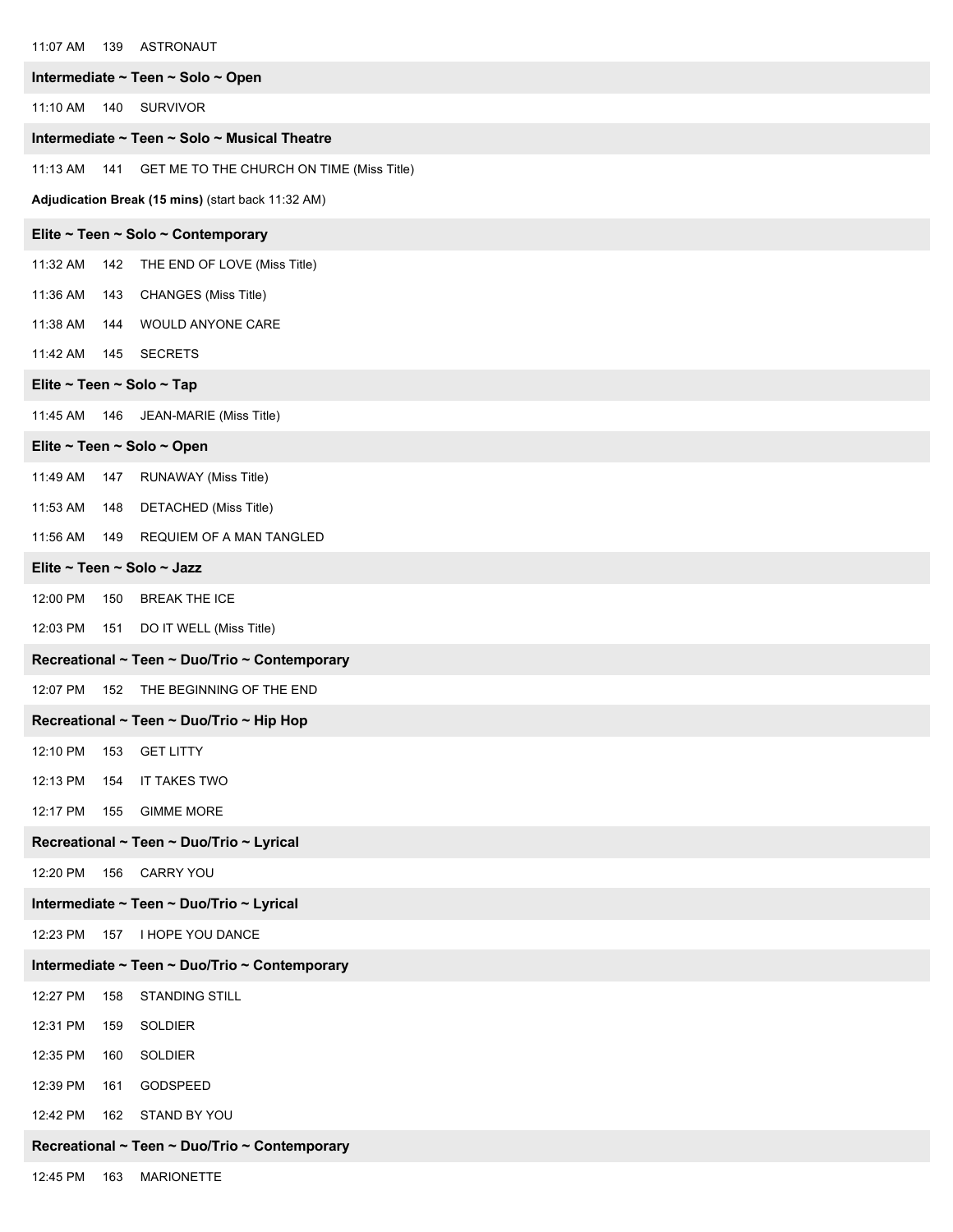11:07 AM 139 ASTRONAUT

**Intermediate ~ Teen ~ Solo ~ Open**

11:10 AM 140 SURVIVOR

**Intermediate ~ Teen ~ Solo ~ Musical Theatre**

11:13 AM 141 GET ME TO THE CHURCH ON TIME (Miss Title)

**Adjudication Break (15 mins)** (start back 11:32 AM)

**Elite ~ Teen ~ Solo ~ Contemporary**

11:32 AM 142 THE END OF LOVE (Miss Title)

11:36 AM 143 CHANGES (Miss Title)

11:38 AM 144 WOULD ANYONE CARE

11:42 AM 145 SECRETS

**Elite ~ Teen ~ Solo ~ Tap**

11:45 AM 146 JEAN-MARIE (Miss Title)

**Elite ~ Teen ~ Solo ~ Open**

11:49 AM 147 RUNAWAY (Miss Title)

11:53 AM 148 DETACHED (Miss Title)

11:56 AM 149 REQUIEM OF A MAN TANGLED

**Elite ~ Teen ~ Solo ~ Jazz**

12:00 PM 150 BREAK THE ICE

12:03 PM 151 DO IT WELL (Miss Title)

**Recreational ~ Teen ~ Duo/Trio ~ Contemporary**

12:07 PM 152 THE BEGINNING OF THE END

**Recreational ~ Teen ~ Duo/Trio ~ Hip Hop**

12:10 PM 153 GET LITTY

12:13 PM 154 IT TAKES TWO

12:17 PM 155 GIMME MORE

**Recreational ~ Teen ~ Duo/Trio ~ Lyrical**

12:20 PM 156 CARRY YOU

**Intermediate ~ Teen ~ Duo/Trio ~ Lyrical**

12:23 PM 157 I HOPE YOU DANCE

**Intermediate ~ Teen ~ Duo/Trio ~ Contemporary**

12:27 PM 158 STANDING STILL

12:31 PM 159 SOLDIER

12:35 PM 160 SOLDIER

12:39 PM 161 GODSPEED

12:42 PM 162 STAND BY YOU

**Recreational ~ Teen ~ Duo/Trio ~ Contemporary**

12:45 PM 163 MARIONETTE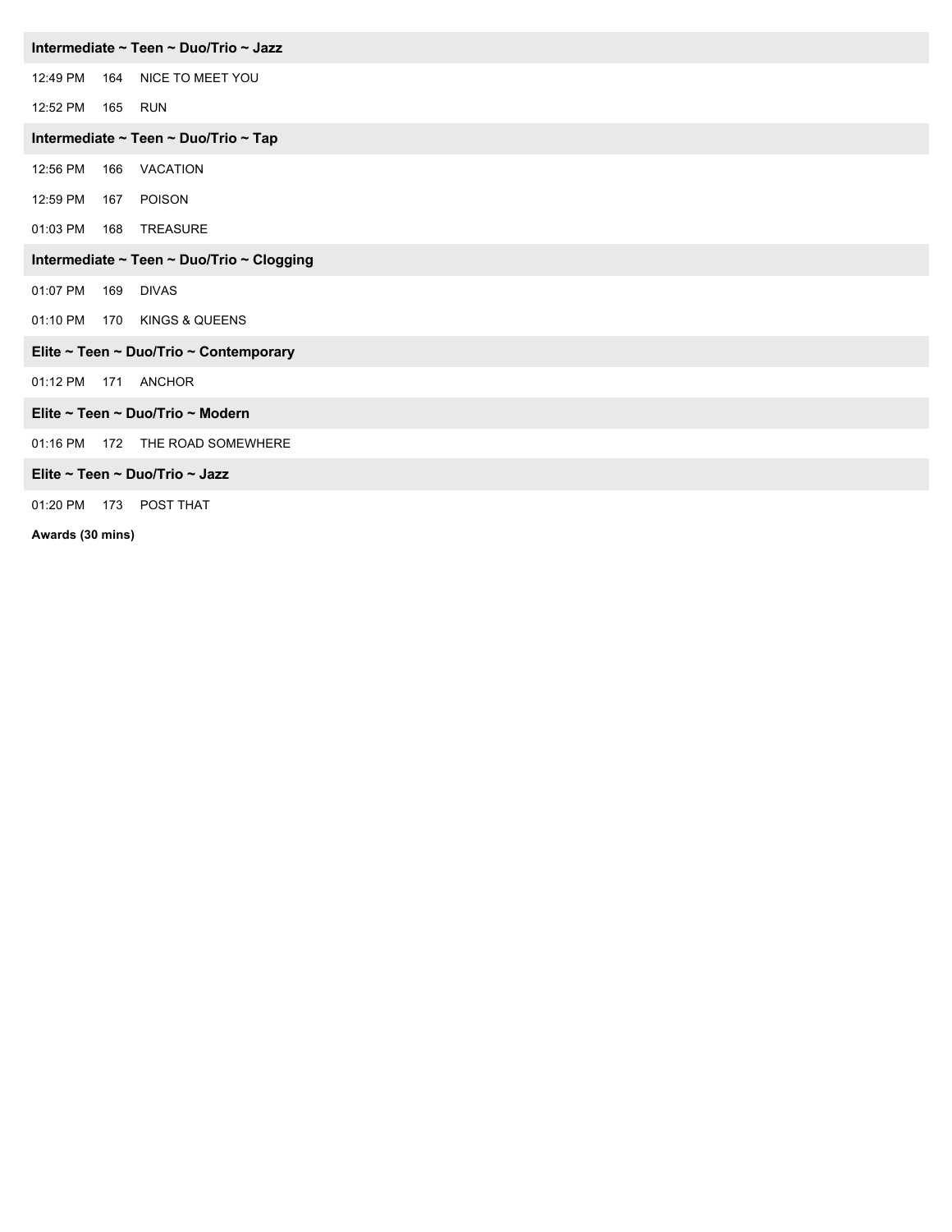### Intermediate ~ Teen ~ Duo/Trio ~ Jazz

12:49 PM 164 NICE TO MEET YOU

12:52 PM 165 RUN

### Intermediate ~ Teen ~ Duo/Trio ~ Tap

12:56 PM 166 VACATION

12:59 PM 167 POISON

01:03 PM 168 TREASURE

### Intermediate ~ Teen ~ Duo/Trio ~ Clogging

01:07 PM 169 DIVAS

01:10 PM 170 KINGS & QUEENS

### Elite ~ Teen ~ Duo/Trio ~ Contemporary

01:12 PM 171 ANCHOR

### Elite ~ Teen ~ Duo/Trio ~ Modern

01:16 PM 172 THE ROAD SOMEWHERE

### Elite ~ Teen ~ Duo/Trio ~ Jazz

01:20 PM 173 POST THAT

**Awards (30 mins)**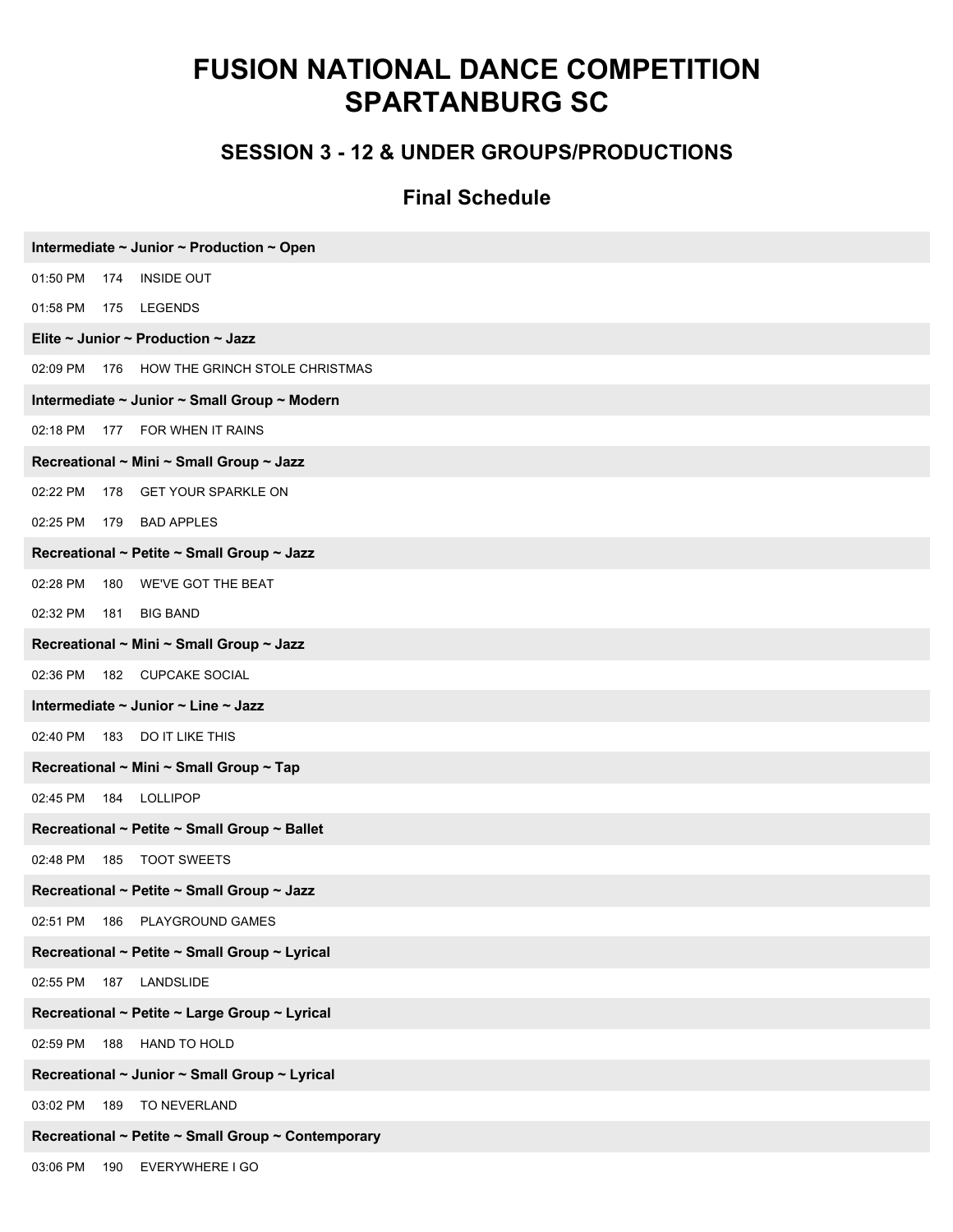# FUSION NATIONAL DANCE COMPETITION SPARTANBURG SC

## SESSION 3 - 12 & UNDER GROUPS/PRODUCTIONS

### Final Schedule

**Intermediate ~ Junior ~ Production ~ Open**

01:50 PM 174 INSIDE OUT

01:58 PM 175 LEGENDS

**Elite ~ Junior ~ Production ~ Jazz**

02:09 PM 176 HOW THE GRINCH STOLE CHRISTMAS

**Intermediate ~ Junior ~ Small Group ~ Modern**

02:18 PM 177 FOR WHEN IT RAINS

**Recreational ~ Mini ~ Small Group ~ Jazz**

02:22 PM 178 GET YOUR SPARKLE ON

02:25 PM 179 BAD APPLES

**Recreational ~ Petite ~ Small Group ~ Jazz**

02:28 PM 180 WE'VE GOT THE BEAT

02:32 PM 181 BIG BAND

**Recreational ~ Mini ~ Small Group ~ Jazz**

02:36 PM 182 CUPCAKE SOCIAL

**Intermediate ~ Junior ~ Line ~ Jazz**

02:40 PM 183 DO IT LIKE THIS

**Recreational ~ Mini ~ Small Group ~ Tap**

02:45 PM 184 LOLLIPOP

**Recreational ~ Petite ~ Small Group ~ Ballet**

02:48 PM 185 TOOT SWEETS

**Recreational ~ Petite ~ Small Group ~ Jazz**

02:51 PM 186 PLAYGROUND GAMES

**Recreational ~ Petite ~ Small Group ~ Lyrical**

02:55 PM 187 LANDSLIDE

**Recreational ~ Petite ~ Large Group ~ Lyrical**

02:59 PM 188 HAND TO HOLD

**Recreational ~ Junior ~ Small Group ~ Lyrical**

03:02 PM 189 TO NEVERLAND

**Recreational ~ Petite ~ Small Group ~ Contemporary**

03:06 PM 190 EVERYWHERE I GO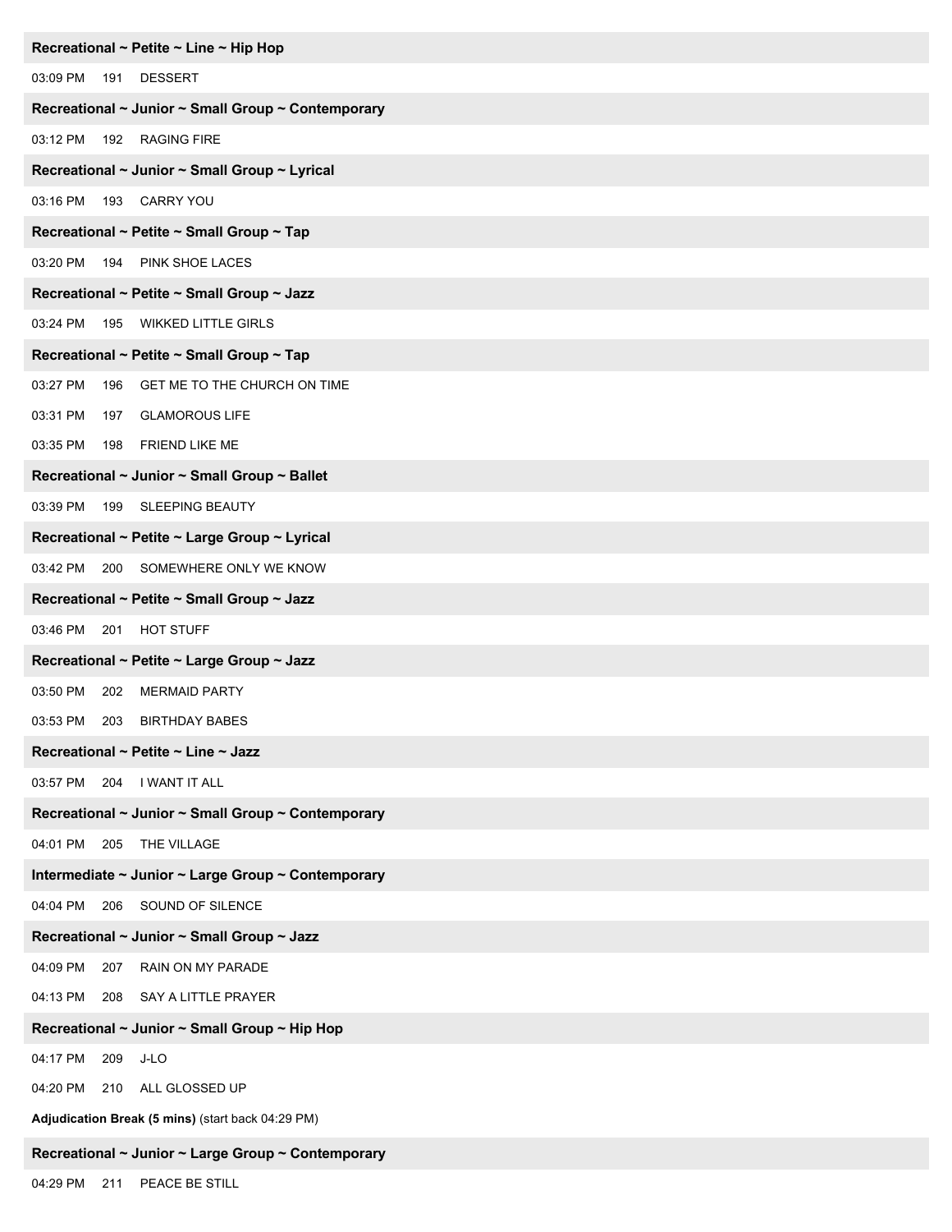**Recreational ~ Petite ~ Line ~ Hip Hop**

03:09 PM 191 DESSERT

**Recreational ~ Junior ~ Small Group ~ Contemporary**

03:12 PM 192 RAGING FIRE

**Recreational ~ Junior ~ Small Group ~ Lyrical**

03:16 PM 193 CARRY YOU

**Recreational ~ Petite ~ Small Group ~ Tap**

03:20 PM 194 PINK SHOE LACES

**Recreational ~ Petite ~ Small Group ~ Jazz**

03:24 PM 195 WIKKED LITTLE GIRLS

**Recreational ~ Petite ~ Small Group ~ Tap**

03:27 PM 196 GET ME TO THE CHURCH ON TIME

03:31 PM 197 GLAMOROUS LIFE

03:35 PM 198 FRIEND LIKE ME

**Recreational ~ Junior ~ Small Group ~ Ballet**

03:39 PM 199 SLEEPING BEAUTY

**Recreational ~ Petite ~ Large Group ~ Lyrical**

03:42 PM 200 SOMEWHERE ONLY WE KNOW

**Recreational ~ Petite ~ Small Group ~ Jazz**

03:46 PM 201 HOT STUFF

**Recreational ~ Petite ~ Large Group ~ Jazz**

03:50 PM 202 MERMAID PARTY

03:53 PM 203 BIRTHDAY BABES

**Recreational ~ Petite ~ Line ~ Jazz**

03:57 PM 204 I WANT IT ALL

**Recreational ~ Junior ~ Small Group ~ Contemporary**

04:01 PM 205 THE VILLAGE

**Intermediate ~ Junior ~ Large Group ~ Contemporary**

04:04 PM 206 SOUND OF SILENCE

**Recreational ~ Junior ~ Small Group ~ Jazz**

04:09 PM 207 RAIN ON MY PARADE

04:13 PM 208 SAY A LITTLE PRAYER

**Recreational ~ Junior ~ Small Group ~ Hip Hop**

04:17 PM 209 J-LO

04:20 PM 210 ALL GLOSSED UP

**Adjudication Break (5 mins)** (start back 04:29 PM)

**Recreational ~ Junior ~ Large Group ~ Contemporary**

04:29 PM 211 PEACE BE STILL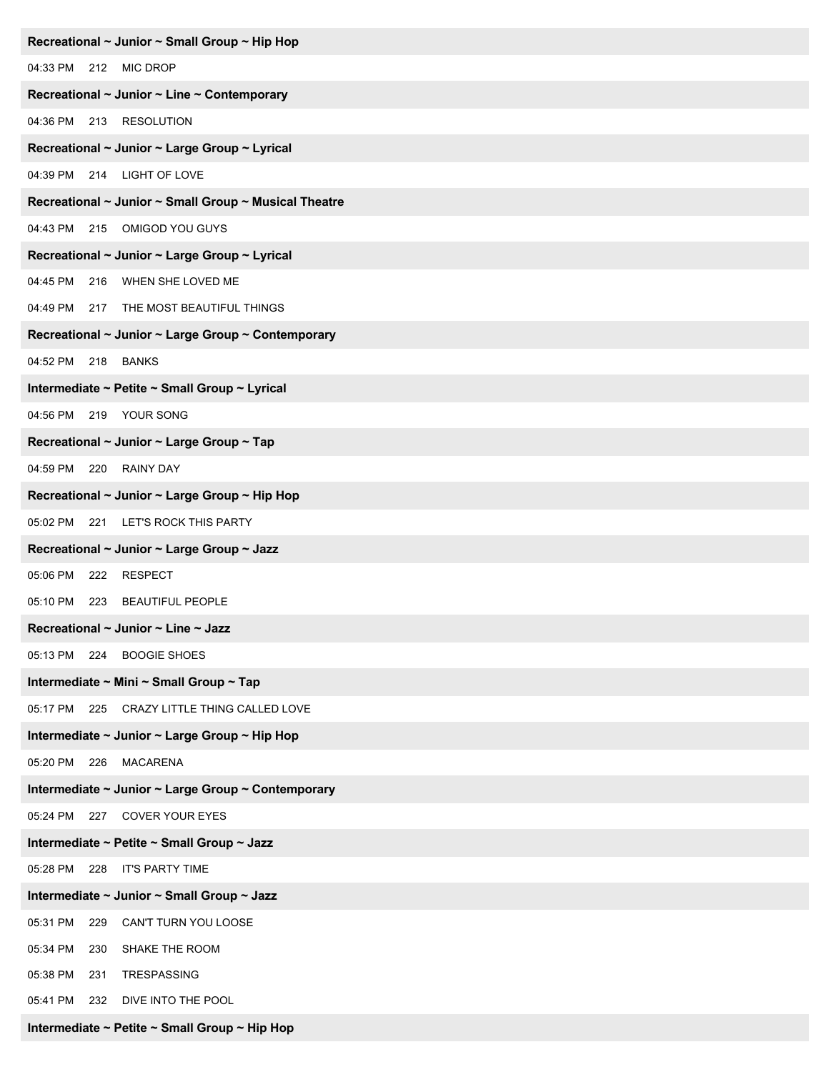**Recreational ~ Junior ~ Small Group ~ Hip Hop**

04:33 PM 212 MIC DROP

**Recreational ~ Junior ~ Line ~ Contemporary**

04:36 PM 213 RESOLUTION

**Recreational ~ Junior ~ Large Group ~ Lyrical**

04:39 PM 214 LIGHT OF LOVE

**Recreational ~ Junior ~ Small Group ~ Musical Theatre**

04:43 PM 215 OMIGOD YOU GUYS

**Recreational ~ Junior ~ Large Group ~ Lyrical**

04:45 PM 216 WHEN SHE LOVED ME

04:49 PM 217 THE MOST BEAUTIFUL THINGS

**Recreational ~ Junior ~ Large Group ~ Contemporary**

04:52 PM 218 BANKS

**Intermediate ~ Petite ~ Small Group ~ Lyrical**

04:56 PM 219 YOUR SONG

**Recreational ~ Junior ~ Large Group ~ Tap**

04:59 PM 220 RAINY DAY

**Recreational ~ Junior ~ Large Group ~ Hip Hop**

05:02 PM 221 LET'S ROCK THIS PARTY

**Recreational ~ Junior ~ Large Group ~ Jazz**

05:06 PM 222 RESPECT

05:10 PM 223 BEAUTIFUL PEOPLE

**Recreational ~ Junior ~ Line ~ Jazz**

05:13 PM 224 BOOGIE SHOES

**Intermediate ~ Mini ~ Small Group ~ Tap**

05:17 PM 225 CRAZY LITTLE THING CALLED LOVE

**Intermediate ~ Junior ~ Large Group ~ Hip Hop**

05:20 PM 226 MACARENA

**Intermediate ~ Junior ~ Large Group ~ Contemporary**

05:24 PM 227 COVER YOUR EYES

**Intermediate ~ Petite ~ Small Group ~ Jazz**

05:28 PM 228 IT'S PARTY TIME

**Intermediate ~ Junior ~ Small Group ~ Jazz**

05:31 PM 229 CAN'T TURN YOU LOOSE

05:34 PM 230 SHAKE THE ROOM

05:38 PM 231 TRESPASSING

05:41 PM 232 DIVE INTO THE POOL

**Intermediate ~ Petite ~ Small Group ~ Hip Hop**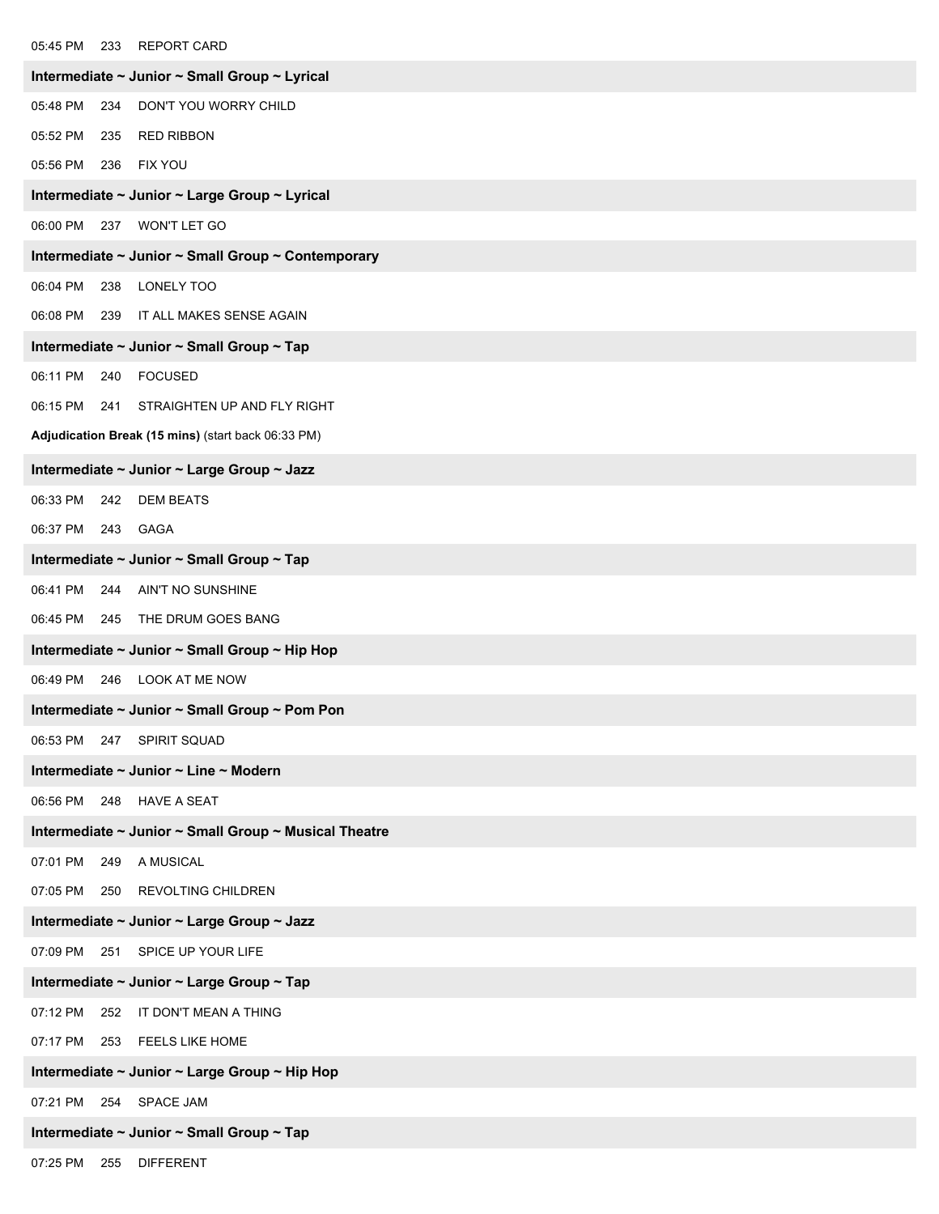05:45 PM 233 REPORT CARD

**Intermediate ~ Junior ~ Small Group ~ Lyrical**

05:48 PM 234 DON'T YOU WORRY CHILD

05:52 PM 235 RED RIBBON

05:56 PM 236 FIX YOU

**Intermediate ~ Junior ~ Large Group ~ Lyrical**

06:00 PM 237 WON'T LET GO

**Intermediate ~ Junior ~ Small Group ~ Contemporary**

06:04 PM 238 LONELY TOO

06:08 PM 239 IT ALL MAKES SENSE AGAIN

**Intermediate ~ Junior ~ Small Group ~ Tap**

06:11 PM 240 FOCUSED

06:15 PM 241 STRAIGHTEN UP AND FLY RIGHT

**Adjudication Break (15 mins)** (start back 06:33 PM)

**Intermediate ~ Junior ~ Large Group ~ Jazz**

06:33 PM 242 DEM BEATS

06:37 PM 243 GAGA

**Intermediate ~ Junior ~ Small Group ~ Tap**

06:41 PM 244 AIN'T NO SUNSHINE

06:45 PM 245 THE DRUM GOES BANG

**Intermediate ~ Junior ~ Small Group ~ Hip Hop**

06:49 PM 246 LOOK AT ME NOW

**Intermediate ~ Junior ~ Small Group ~ Pom Pon**

06:53 PM 247 SPIRIT SQUAD

**Intermediate ~ Junior ~ Line ~ Modern**

06:56 PM 248 HAVE A SEAT

**Intermediate ~ Junior ~ Small Group ~ Musical Theatre**

07:01 PM 249 A MUSICAL

07:05 PM 250 REVOLTING CHILDREN

**Intermediate ~ Junior ~ Large Group ~ Jazz**

07:09 PM 251 SPICE UP YOUR LIFE

**Intermediate ~ Junior ~ Large Group ~ Tap**

07:12 PM 252 IT DON'T MEAN A THING

07:17 PM 253 FEELS LIKE HOME

**Intermediate ~ Junior ~ Large Group ~ Hip Hop**

07:21 PM 254 SPACE JAM

**Intermediate ~ Junior ~ Small Group ~ Tap**

07:25 PM 255 DIFFERENT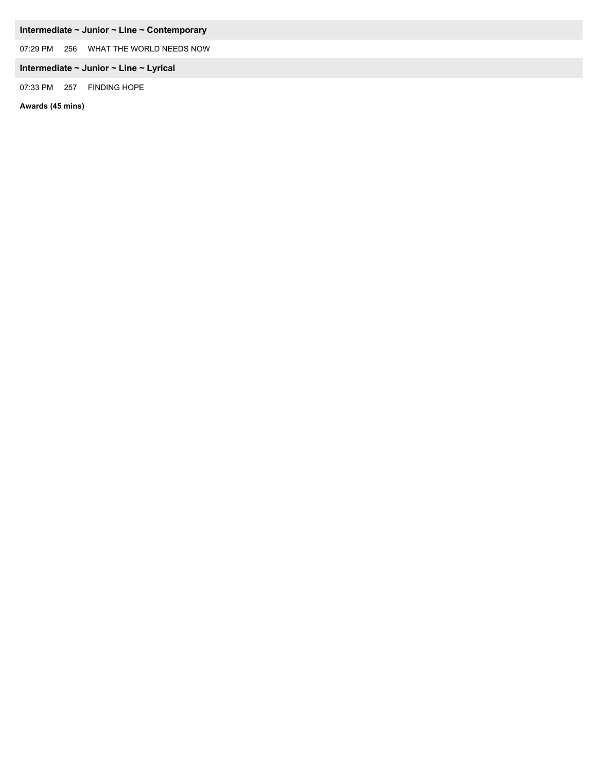### Intermediate ~ Junior ~ Line ~ Contemporary

07:29 PM 256 WHAT THE WORLD NEEDS NOW

### Intermediate ~ Junior ~ Line ~ Lyrical

07:33 PM 257 FINDING HOPE

**Awards (45 mins)**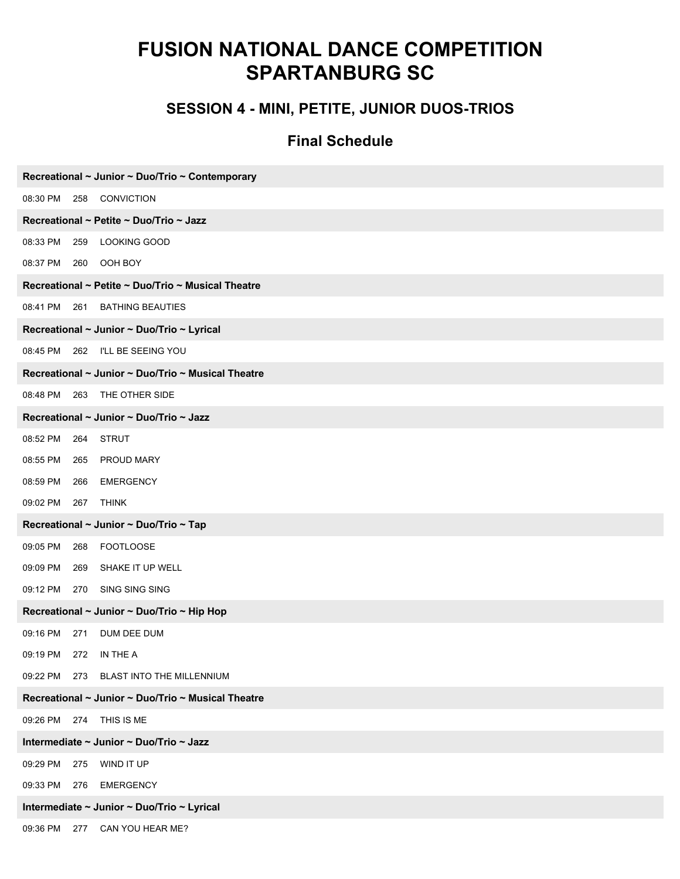# FUSION NATIONAL DANCE COMPETITION SPARTANBURG SC

## SESSION 4 - MINI, PETITE, JUNIOR DUOS-TRIOS

### Final Schedule

**Recreational ~ Junior ~ Duo/Trio ~ Contemporary**

08:30 PM 258 CONVICTION

**Recreational ~ Petite ~ Duo/Trio ~ Jazz**

08:33 PM 259 LOOKING GOOD

08:37 PM 260 OOH BOY

**Recreational ~ Petite ~ Duo/Trio ~ Musical Theatre**

08:41 PM 261 BATHING BEAUTIES

**Recreational ~ Junior ~ Duo/Trio ~ Lyrical**

08:45 PM 262 I'LL BE SEEING YOU

**Recreational ~ Junior ~ Duo/Trio ~ Musical Theatre**

08:48 PM 263 THE OTHER SIDE

**Recreational ~ Junior ~ Duo/Trio ~ Jazz**

08:52 PM 264 STRUT

08:55 PM 265 PROUD MARY

08:59 PM 266 EMERGENCY

09:02 PM 267 THINK

**Recreational ~ Junior ~ Duo/Trio ~ Tap**

09:05 PM 268 FOOTLOOSE

09:09 PM 269 SHAKE IT UP WELL

09:12 PM 270 SING SING SING

**Recreational ~ Junior ~ Duo/Trio ~ Hip Hop**

09:16 PM 271 DUM DEE DUM

09:19 PM 272 IN THE A

09:22 PM 273 BLAST INTO THE MILLENNIUM

**Recreational ~ Junior ~ Duo/Trio ~ Musical Theatre**

09:26 PM 274 THIS IS ME

**Intermediate ~ Junior ~ Duo/Trio ~ Jazz**

09:29 PM 275 WIND IT UP

09:33 PM 276 EMERGENCY

**Intermediate ~ Junior ~ Duo/Trio ~ Lyrical**

09:36 PM 277 CAN YOU HEAR ME?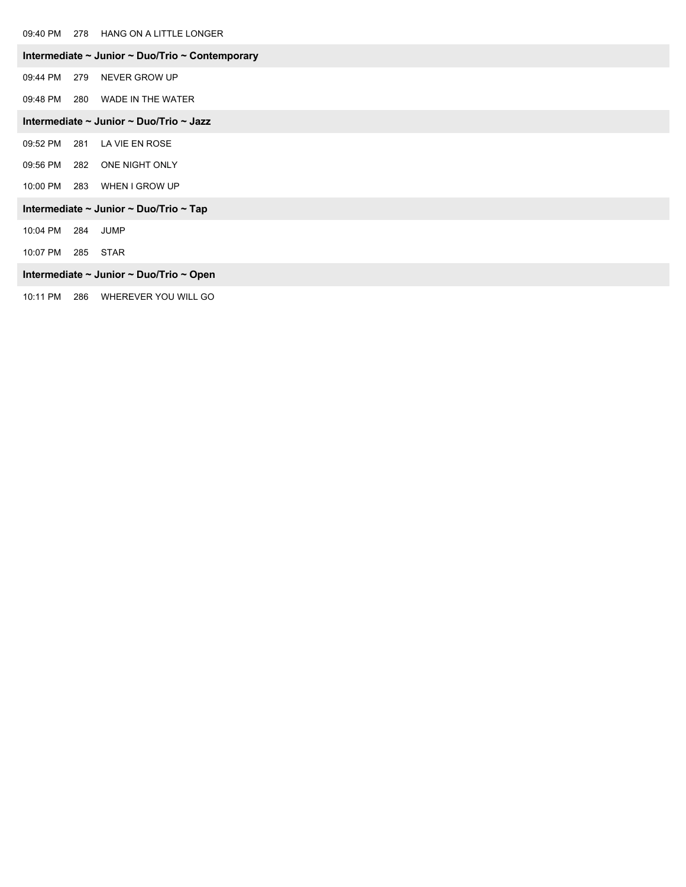09:40 PM 278 HANG ON A LITTLE LONGER

### Intermediate ~ Junior ~ Duo/Trio ~ Contemporary

09:44 PM 279 NEVER GROW UP

09:48 PM 280 WADE IN THE WATER

### Intermediate ~ Junior ~ Duo/Trio ~ Jazz

09:52 PM 281 LA VIE EN ROSE

09:56 PM 282 ONE NIGHT ONLY

10:00 PM 283 WHEN I GROW UP

### Intermediate ~ Junior ~ Duo/Trio ~ Tap

10:04 PM 284 JUMP

10:07 PM 285 STAR

### Intermediate ~ Junior ~ Duo/Trio ~ Open

10:11 PM 286 WHEREVER YOU WILL GO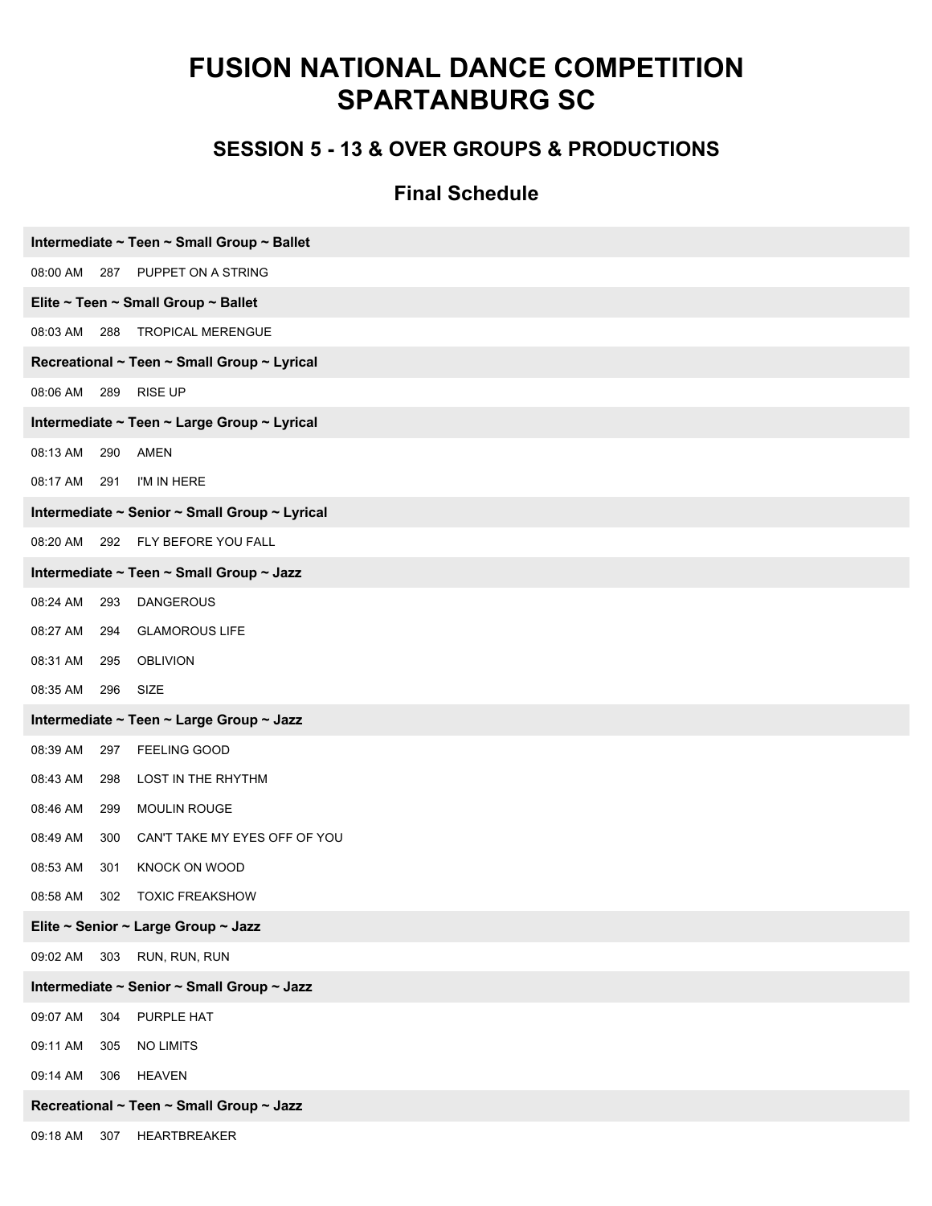# FUSION NATIONAL DANCE COMPETITION
# SPARTANBURG SC

## SESSION 5 - 13 & OVER GROUPS & PRODUCTIONS

### Final Schedule

**Intermediate ~ Teen ~ Small Group ~ Ballet**

08:00 AM 287 PUPPET ON A STRING

**Elite ~ Teen ~ Small Group ~ Ballet**

08:03 AM 288 TROPICAL MERENGUE

**Recreational ~ Teen ~ Small Group ~ Lyrical**

08:06 AM 289 RISE UP

**Intermediate ~ Teen ~ Large Group ~ Lyrical**

08:13 AM 290 AMEN

08:17 AM 291 I'M IN HERE

**Intermediate ~ Senior ~ Small Group ~ Lyrical**

08:20 AM 292 FLY BEFORE YOU FALL

**Intermediate ~ Teen ~ Small Group ~ Jazz**

08:24 AM 293 DANGEROUS

08:27 AM 294 GLAMOROUS LIFE

08:31 AM 295 OBLIVION

08:35 AM 296 SIZE

**Intermediate ~ Teen ~ Large Group ~ Jazz**

08:39 AM 297 FEELING GOOD

08:43 AM 298 LOST IN THE RHYTHM

08:46 AM 299 MOULIN ROUGE

08:49 AM 300 CAN'T TAKE MY EYES OFF OF YOU

08:53 AM 301 KNOCK ON WOOD

08:58 AM 302 TOXIC FREAKSHOW

**Elite ~ Senior ~ Large Group ~ Jazz**

09:02 AM 303 RUN, RUN, RUN

**Intermediate ~ Senior ~ Small Group ~ Jazz**

09:07 AM 304 PURPLE HAT

09:11 AM 305 NO LIMITS

09:14 AM 306 HEAVEN

**Recreational ~ Teen ~ Small Group ~ Jazz**

09:18 AM 307 HEARTBREAKER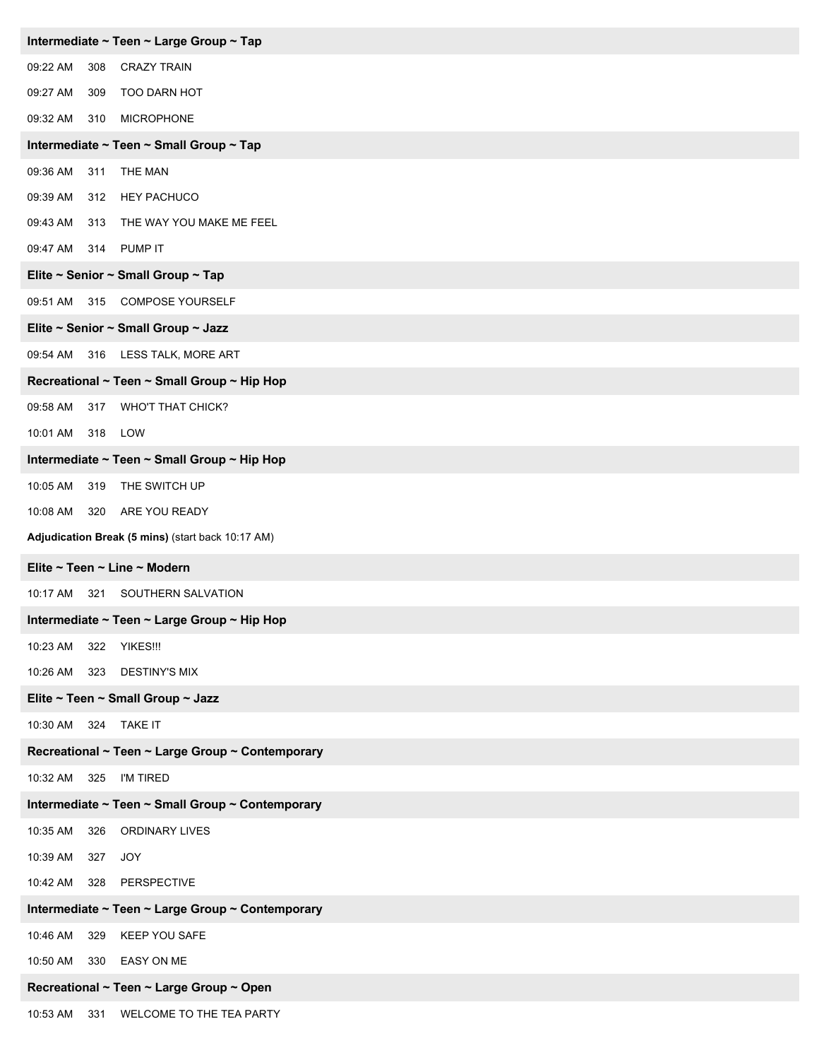**Intermediate ~ Teen ~ Large Group ~ Tap**

09:22 AM 308 CRAZY TRAIN

09:27 AM 309 TOO DARN HOT

09:32 AM 310 MICROPHONE

**Intermediate ~ Teen ~ Small Group ~ Tap**

09:36 AM 311 THE MAN

09:39 AM 312 HEY PACHUCO

09:43 AM 313 THE WAY YOU MAKE ME FEEL

09:47 AM 314 PUMP IT

**Elite ~ Senior ~ Small Group ~ Tap**

09:51 AM 315 COMPOSE YOURSELF

**Elite ~ Senior ~ Small Group ~ Jazz**

09:54 AM 316 LESS TALK, MORE ART

**Recreational ~ Teen ~ Small Group ~ Hip Hop**

09:58 AM 317 WHO'T THAT CHICK?

10:01 AM 318 LOW

**Intermediate ~ Teen ~ Small Group ~ Hip Hop**

10:05 AM 319 THE SWITCH UP

10:08 AM 320 ARE YOU READY

**Adjudication Break (5 mins)** (start back 10:17 AM)

**Elite ~ Teen ~ Line ~ Modern**

10:17 AM 321 SOUTHERN SALVATION

**Intermediate ~ Teen ~ Large Group ~ Hip Hop**

10:23 AM 322 YIKES!!!

10:26 AM 323 DESTINY'S MIX

**Elite ~ Teen ~ Small Group ~ Jazz**

10:30 AM 324 TAKE IT

**Recreational ~ Teen ~ Large Group ~ Contemporary**

10:32 AM 325 I'M TIRED

**Intermediate ~ Teen ~ Small Group ~ Contemporary**

10:35 AM 326 ORDINARY LIVES

10:39 AM 327 JOY

10:42 AM 328 PERSPECTIVE

**Intermediate ~ Teen ~ Large Group ~ Contemporary**

10:46 AM 329 KEEP YOU SAFE

10:50 AM 330 EASY ON ME

**Recreational ~ Teen ~ Large Group ~ Open**

10:53 AM 331 WELCOME TO THE TEA PARTY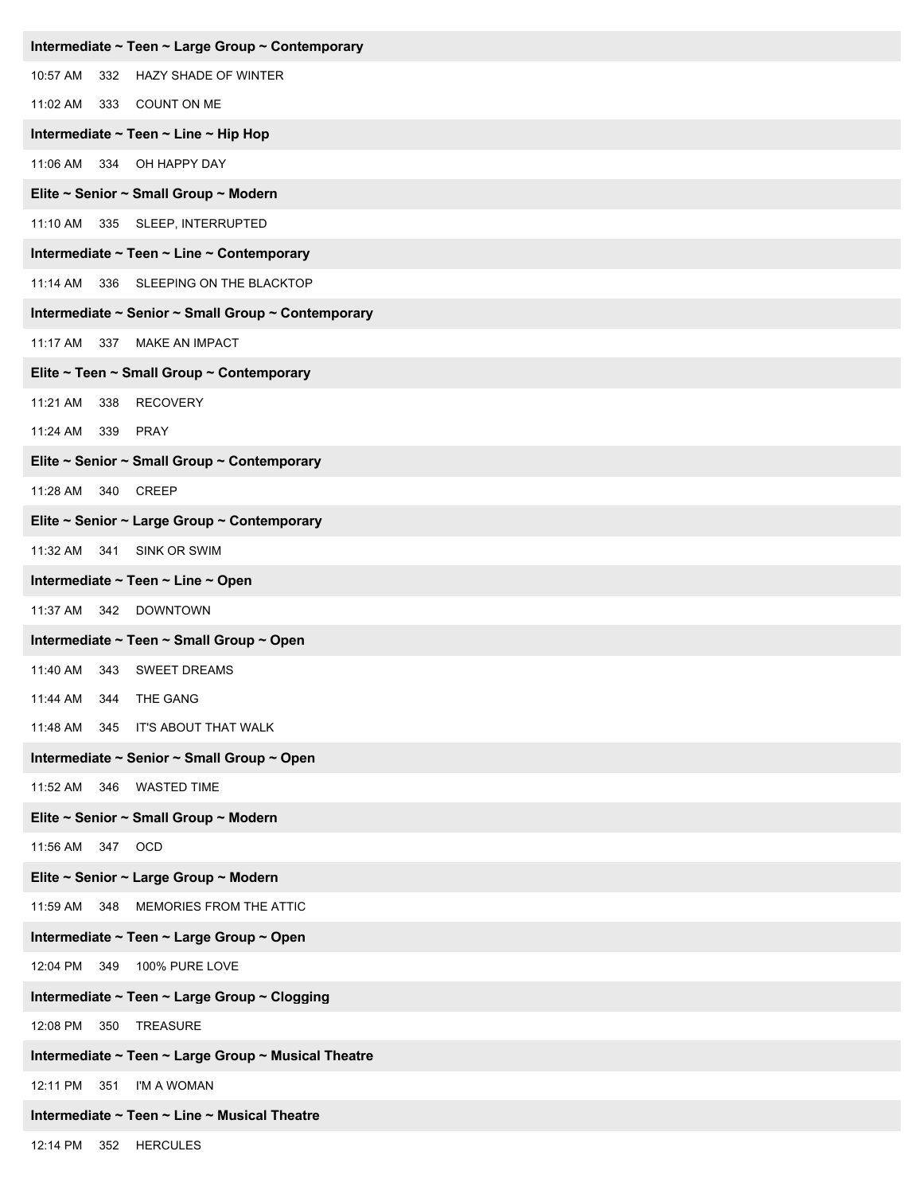**Intermediate ~ Teen ~ Large Group ~ Contemporary**

10:57 AM 332 HAZY SHADE OF WINTER

11:02 AM 333 COUNT ON ME

**Intermediate ~ Teen ~ Line ~ Hip Hop**

11:06 AM 334 OH HAPPY DAY

**Elite ~ Senior ~ Small Group ~ Modern**

11:10 AM 335 SLEEP, INTERRUPTED

**Intermediate ~ Teen ~ Line ~ Contemporary**

11:14 AM 336 SLEEPING ON THE BLACKTOP

**Intermediate ~ Senior ~ Small Group ~ Contemporary**

11:17 AM 337 MAKE AN IMPACT

**Elite ~ Teen ~ Small Group ~ Contemporary**

11:21 AM 338 RECOVERY

11:24 AM 339 PRAY

**Elite ~ Senior ~ Small Group ~ Contemporary**

11:28 AM 340 CREEP

**Elite ~ Senior ~ Large Group ~ Contemporary**

11:32 AM 341 SINK OR SWIM

**Intermediate ~ Teen ~ Line ~ Open**

11:37 AM 342 DOWNTOWN

**Intermediate ~ Teen ~ Small Group ~ Open**

11:40 AM 343 SWEET DREAMS

11:44 AM 344 THE GANG

11:48 AM 345 IT'S ABOUT THAT WALK

**Intermediate ~ Senior ~ Small Group ~ Open**

11:52 AM 346 WASTED TIME

**Elite ~ Senior ~ Small Group ~ Modern**

11:56 AM 347 OCD

**Elite ~ Senior ~ Large Group ~ Modern**

11:59 AM 348 MEMORIES FROM THE ATTIC

**Intermediate ~ Teen ~ Large Group ~ Open**

12:04 PM 349 100% PURE LOVE

**Intermediate ~ Teen ~ Large Group ~ Clogging**

12:08 PM 350 TREASURE

**Intermediate ~ Teen ~ Large Group ~ Musical Theatre**

12:11 PM 351 I'M A WOMAN

**Intermediate ~ Teen ~ Line ~ Musical Theatre**

12:14 PM 352 HERCULES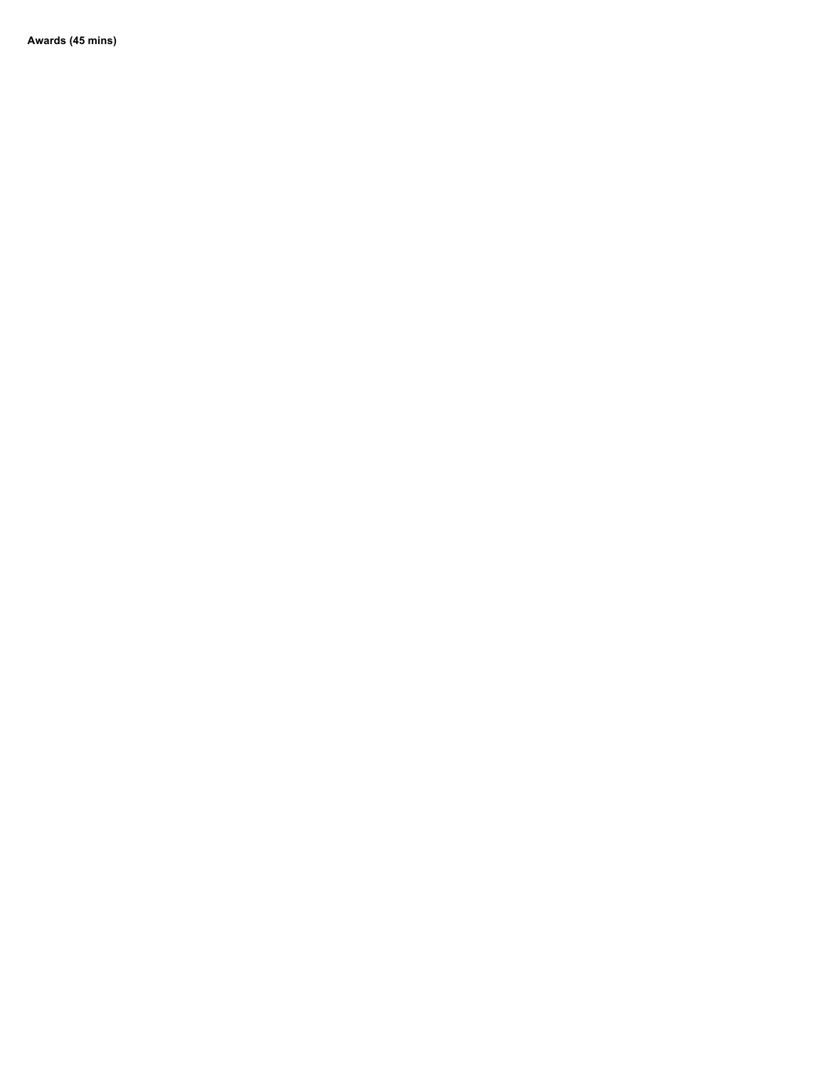**Awards (45 mins)**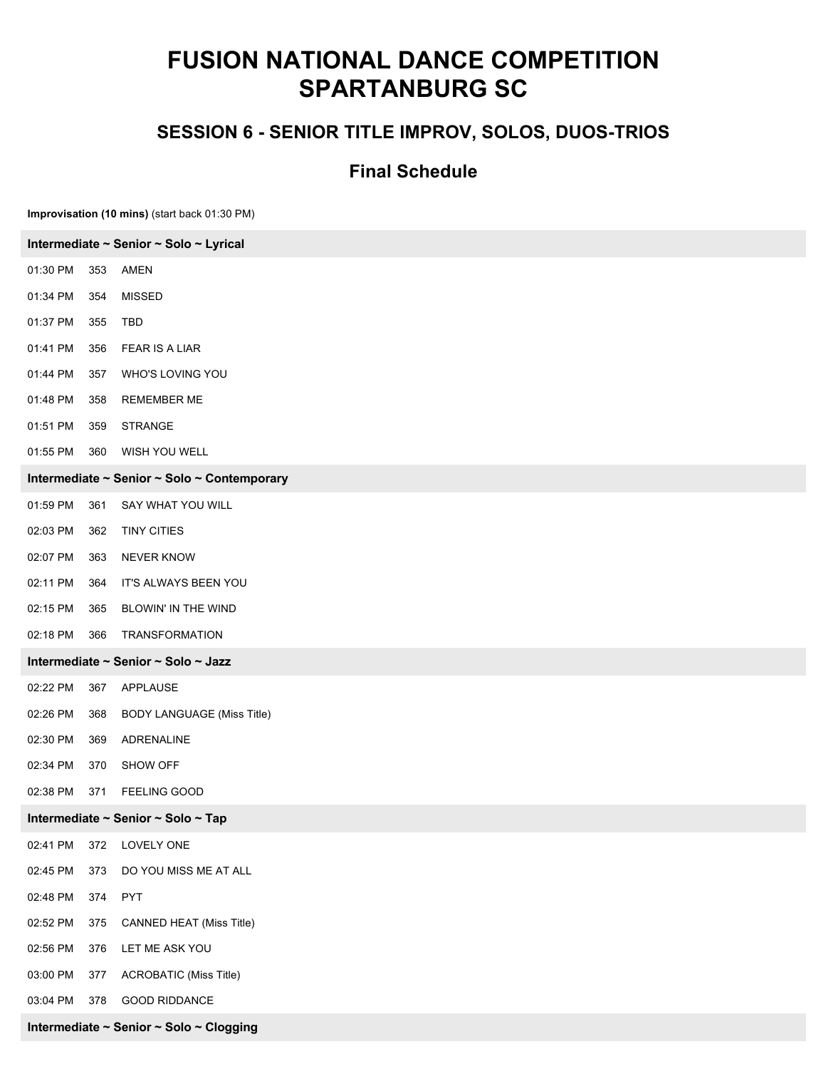# FUSION NATIONAL DANCE COMPETITION SPARTANBURG SC

## SESSION 6 - SENIOR TITLE IMPROV, SOLOS, DUOS-TRIOS

### Final Schedule

**Improvisation (10 mins)** (start back 01:30 PM)

**Intermediate ~ Senior ~ Solo ~ Lyrical**

| | | |
|---|---|---|
| 01:30 PM | 353 | AMEN |
| 01:34 PM | 354 | MISSED |
| 01:37 PM | 355 | TBD |
| 01:41 PM | 356 | FEAR IS A LIAR |
| 01:44 PM | 357 | WHO'S LOVING YOU |
| 01:48 PM | 358 | REMEMBER ME |
| 01:51 PM | 359 | STRANGE |
| 01:55 PM | 360 | WISH YOU WELL |

**Intermediate ~ Senior ~ Solo ~ Contemporary**

| | | |
|---|---|---|
| 01:59 PM | 361 | SAY WHAT YOU WILL |
| 02:03 PM | 362 | TINY CITIES |
| 02:07 PM | 363 | NEVER KNOW |
| 02:11 PM | 364 | IT'S ALWAYS BEEN YOU |
| 02:15 PM | 365 | BLOWIN' IN THE WIND |
| 02:18 PM | 366 | TRANSFORMATION |

**Intermediate ~ Senior ~ Solo ~ Jazz**

| | | |
|---|---|---|
| 02:22 PM | 367 | APPLAUSE |
| 02:26 PM | 368 | BODY LANGUAGE (Miss Title) |
| 02:30 PM | 369 | ADRENALINE |
| 02:34 PM | 370 | SHOW OFF |
| 02:38 PM | 371 | FEELING GOOD |

**Intermediate ~ Senior ~ Solo ~ Tap**

| | | |
|---|---|---|
| 02:41 PM | 372 | LOVELY ONE |
| 02:45 PM | 373 | DO YOU MISS ME AT ALL |
| 02:48 PM | 374 | PYT |
| 02:52 PM | 375 | CANNED HEAT (Miss Title) |
| 02:56 PM | 376 | LET ME ASK YOU |
| 03:00 PM | 377 | ACROBATIC (Miss Title) |
| 03:04 PM | 378 | GOOD RIDDANCE |

**Intermediate ~ Senior ~ Solo ~ Clogging**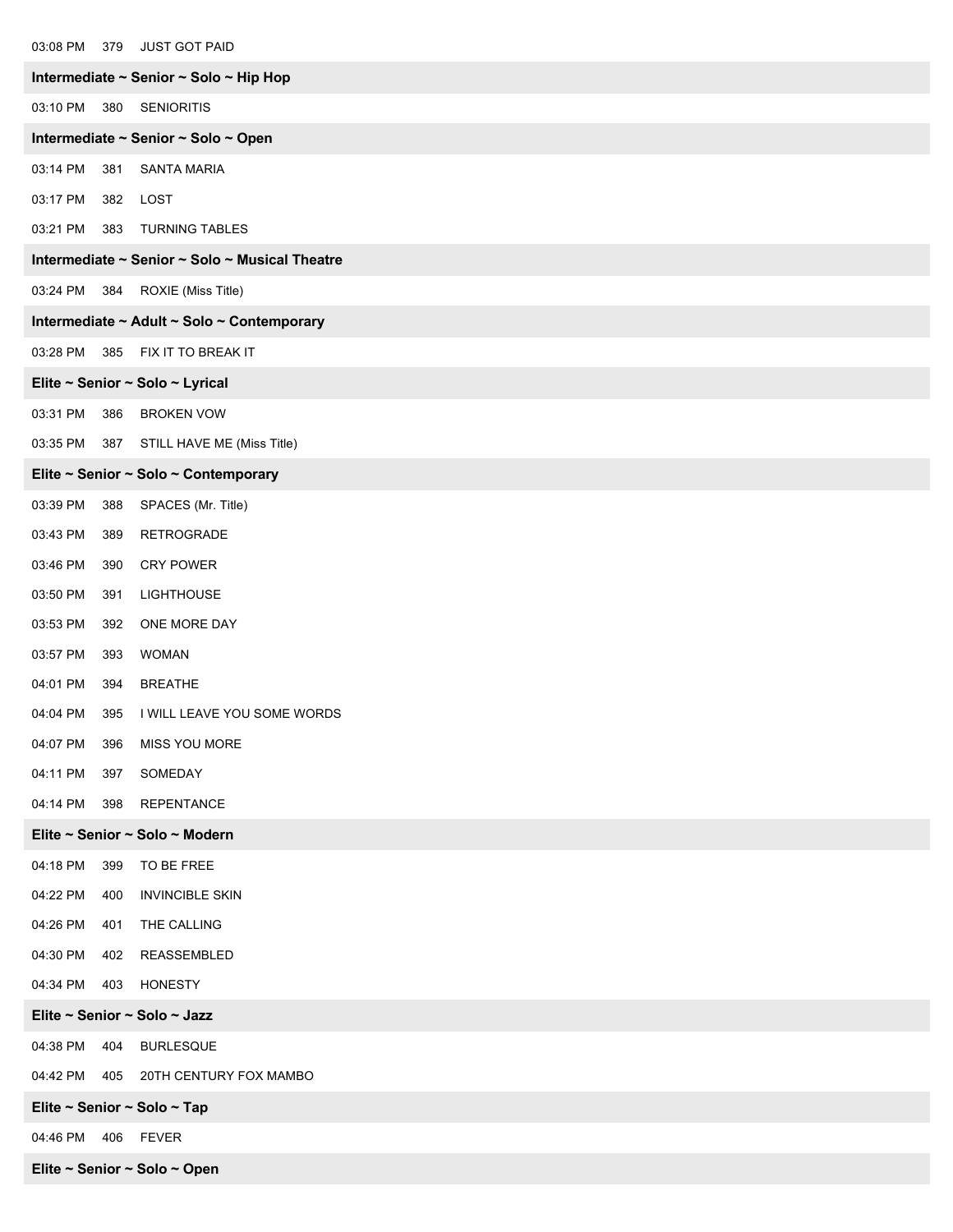03:08 PM 379 JUST GOT PAID

**Intermediate ~ Senior ~ Solo ~ Hip Hop**

03:10 PM 380 SENIORITIS

**Intermediate ~ Senior ~ Solo ~ Open**

03:14 PM 381 SANTA MARIA

03:17 PM 382 LOST

03:21 PM 383 TURNING TABLES

**Intermediate ~ Senior ~ Solo ~ Musical Theatre**

03:24 PM 384 ROXIE (Miss Title)

**Intermediate ~ Adult ~ Solo ~ Contemporary**

03:28 PM 385 FIX IT TO BREAK IT

**Elite ~ Senior ~ Solo ~ Lyrical**

03:31 PM 386 BROKEN VOW

03:35 PM 387 STILL HAVE ME (Miss Title)

**Elite ~ Senior ~ Solo ~ Contemporary**

03:39 PM 388 SPACES (Mr. Title)

03:43 PM 389 RETROGRADE

03:46 PM 390 CRY POWER

03:50 PM 391 LIGHTHOUSE

03:53 PM 392 ONE MORE DAY

03:57 PM 393 WOMAN

04:01 PM 394 BREATHE

04:04 PM 395 I WILL LEAVE YOU SOME WORDS

04:07 PM 396 MISS YOU MORE

04:11 PM 397 SOMEDAY

04:14 PM 398 REPENTANCE

**Elite ~ Senior ~ Solo ~ Modern**

04:18 PM 399 TO BE FREE

04:22 PM 400 INVINCIBLE SKIN

04:26 PM 401 THE CALLING

04:30 PM 402 REASSEMBLED

04:34 PM 403 HONESTY

**Elite ~ Senior ~ Solo ~ Jazz**

04:38 PM 404 BURLESQUE

04:42 PM 405 20TH CENTURY FOX MAMBO

**Elite ~ Senior ~ Solo ~ Tap**

04:46 PM 406 FEVER

**Elite ~ Senior ~ Solo ~ Open**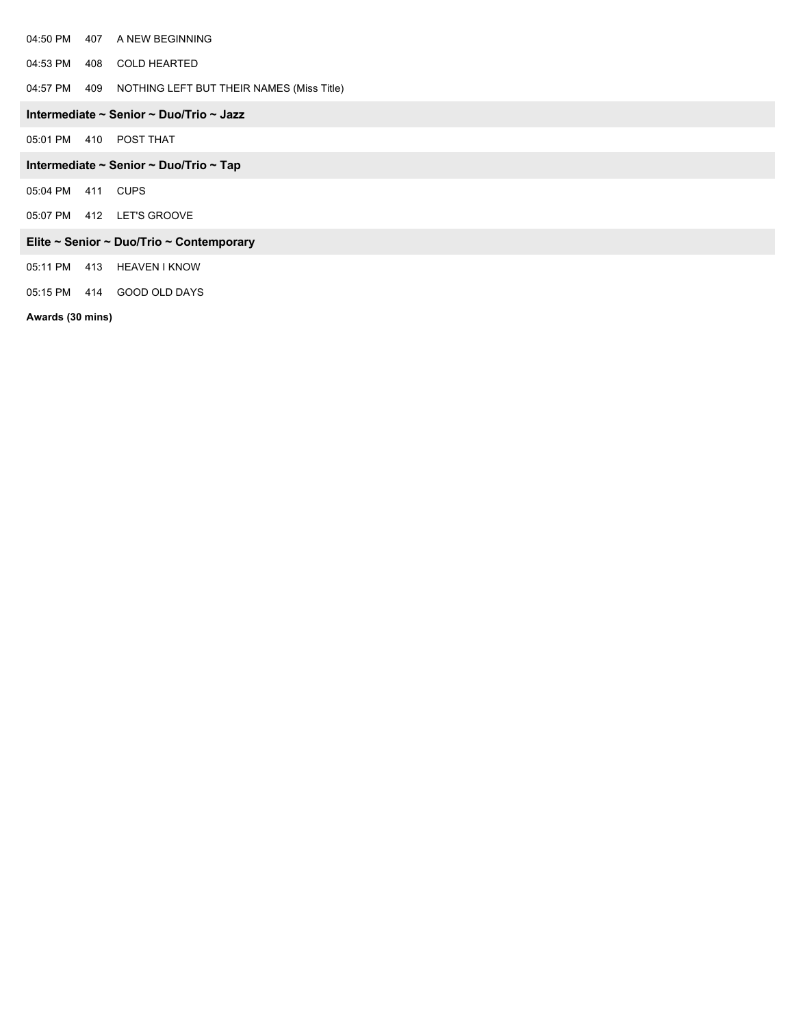04:50 PM 407 A NEW BEGINNING

04:53 PM 408 COLD HEARTED

04:57 PM 409 NOTHING LEFT BUT THEIR NAMES (Miss Title)

**Intermediate ~ Senior ~ Duo/Trio ~ Jazz**

05:01 PM 410 POST THAT

**Intermediate ~ Senior ~ Duo/Trio ~ Tap**

05:04 PM 411 CUPS

05:07 PM 412 LET'S GROOVE

**Elite ~ Senior ~ Duo/Trio ~ Contemporary**

05:11 PM 413 HEAVEN I KNOW

05:15 PM 414 GOOD OLD DAYS

**Awards (30 mins)**